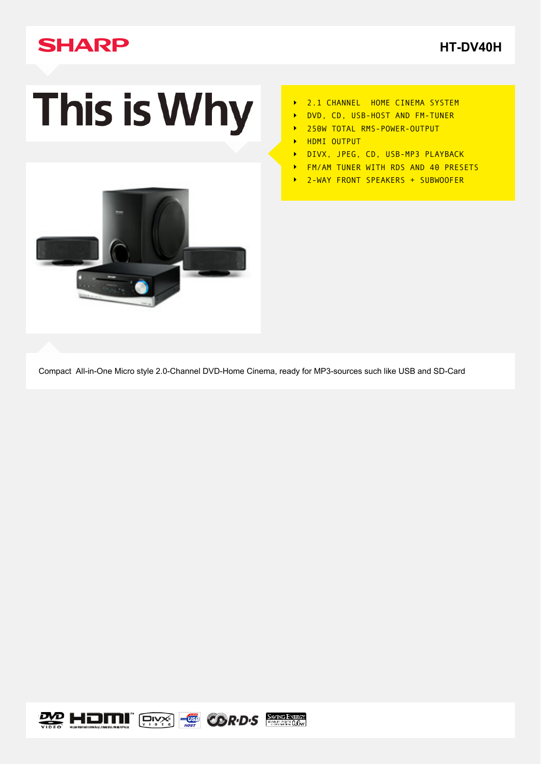SHARP

HT-DV40H

# This is Why

- 2.1 CHANNEL HOME CINEMA SYSTEM
- DVD, CD, USB-HOST AND FM-TUNER
- 250W TOTAL RMS-POWER-OUTPUT
- HDMI OUTPUT
- DIVX, JPEG, CD, USB-MP3 PLAYBACK
- FM/AM TUNER WITH RDS AND 40 PRESETS
- 2-WAY FRONT SPEAKERS + SUBWOOFER

Compact All-in-One Micro style 2.0-Channel DVD-Home Cinema, ready for MP3-sources such like USB and SD-Card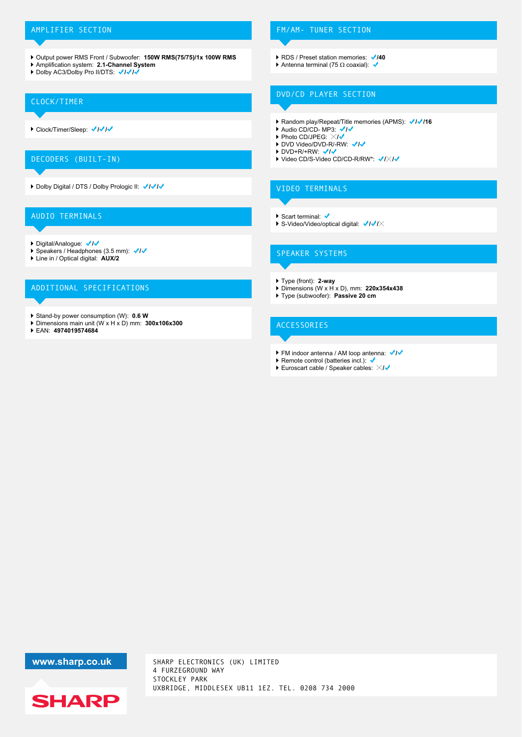## AMPLIFIER SECTION

- Output power RMS Front / Subwoofer: **150W RMS(75/75)/1x 100W RMS**
- Amplification system: **2.1-Channel System**
- Dolby AC3/Dolby Pro II/DTS: ✓/✓/✓

## CLOCK/TIMER

- Clock/Timer/Sleep: ✓/✓/✓

## DECODERS (BUILT-IN)

- Dolby Digital / DTS / Dolby Prologic II: ✓/✓/✓

## AUDIO TERMINALS

- Digital/Analogue: ✓/✓
- Speakers / Headphones (3.5 mm): ✓/✓
- Line in / Optical digital: **AUX/2**

## ADDITIONAL SPECIFICATIONS

- Stand-by power consumption (W): **0.6 W**
- Dimensions main unit (W x H x D) mm: **300x106x300**
- EAN: **4974019574684**

## FM/AM- TUNER SECTION

- RDS / Preset station memories: ✓/**40**
- Antenna terminal (75 Ω coaxial): ✓

## DVD/CD PLAYER SECTION

- Random play/Repeat/Title memories (APMS): ✓/✓/**16**
- Audio CD/CD- MP3: ✓/✓
- Photo CD/JPEG: ✗/✓
- DVD Video/DVD-R/-RW: ✓/✓
- DVD+R/+RW: ✓/✓
- Video CD/S-Video CD/CD-R/RW*: ✓/✗/✓

## VIDEO TERMINALS

- Scart terminal: ✓
- S-Video/Video/optical digital: ✓/✓/✗

## SPEAKER SYSTEMS

- Type (front): **2-way**
- Dimensions (W x H x D), mm: **220x354x438**
- Type (subwoofer): **Passive 20 cm**

## ACCESSORIES

- FM indoor antenna / AM loop antenna: ✓/✓
- Remote control (batteries incl.): ✓
- Euroscart cable / Speaker cables: ✗/✓

**www.sharp.co.uk**

SHARP

SHARP ELECTRONICS (UK) LIMITED
4 FURZEGROUND WAY
STOCKLEY PARK
UXBRIDGE, MIDDLESEX UB11 1EZ. TEL. 0208 734 2000